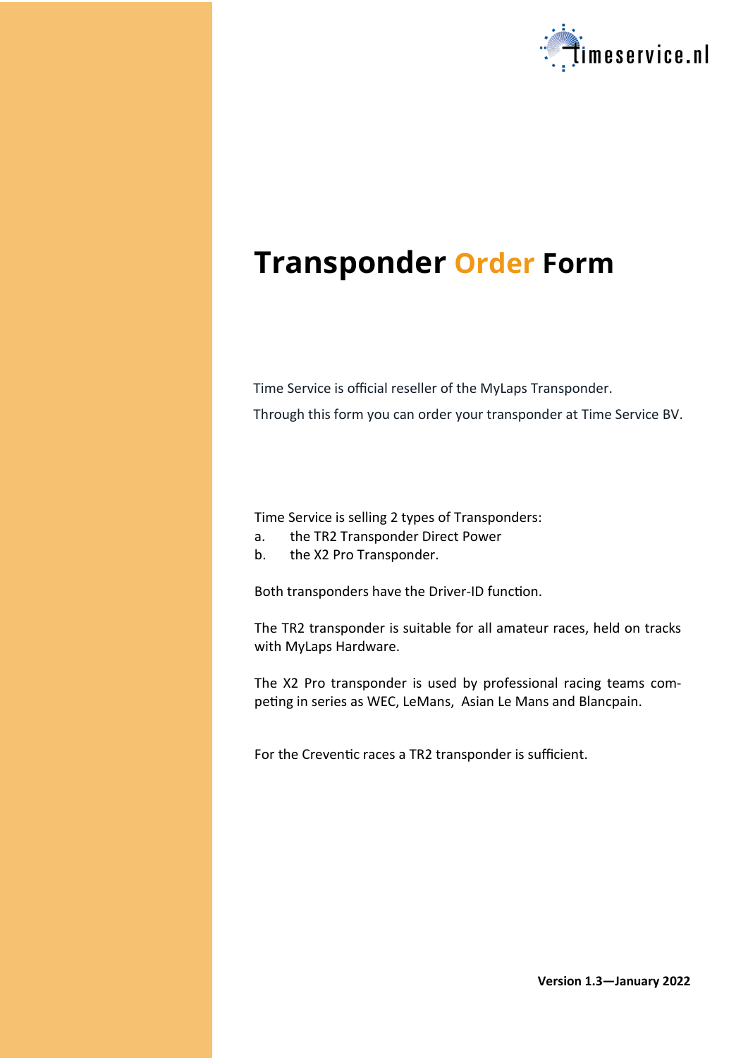timeservice.nl

# Transponder Order Form

Time Service is official reseller of the MyLaps Transponder.

Through this form you can order your transponder at Time Service BV.

Time Service is selling 2 types of Transponders:

a. the TR2 Transponder Direct Power
b. the X2 Pro Transponder.

Both transponders have the Driver-ID function.

The TR2 transponder is suitable for all amateur races, held on tracks with MyLaps Hardware.

The X2 Pro transponder is used by professional racing teams competing in series as WEC, LeMans, Asian Le Mans and Blancpain.

For the Creventic races a TR2 transponder is sufficient.

**Version 1.3—January 2022**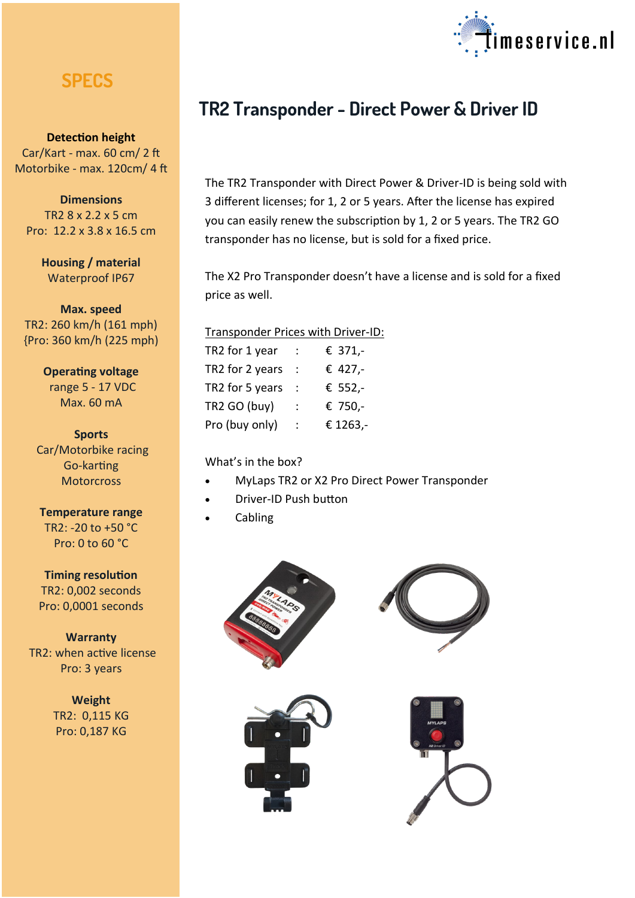## SPECS

**Detection height**
Car/Kart - max. 60 cm/ 2 ft
Motorbike - max. 120cm/ 4 ft

**Dimensions**
TR2 8 x 2.2 x 5 cm
Pro: 12.2 x 3.8 x 16.5 cm

**Housing / material**
Waterproof IP67

**Max. speed**
TR2: 260 km/h (161 mph)
{Pro: 360 km/h (225 mph)

**Operating voltage**
range 5 - 17 VDC
Max. 60 mA

**Sports**
Car/Motorbike racing
Go-karting
Motorcross

**Temperature range**
TR2: -20 to +50 °C
Pro: 0 to 60 °C

**Timing resolution**
TR2: 0,002 seconds
Pro: 0,0001 seconds

**Warranty**
TR2: when active license
Pro: 3 years

**Weight**
TR2: 0,115 KG
Pro: 0,187 KG

# TR2 Transponder - Direct Power & Driver ID

The TR2 Transponder with Direct Power & Driver-ID is being sold with 3 different licenses; for 1, 2 or 5 years. After the license has expired you can easily renew the subscription by 1, 2 or 5 years. The TR2 GO transponder has no license, but is sold for a fixed price.

The X2 Pro Transponder doesn't have a license and is sold for a fixed price as well.

Transponder Prices with Driver-ID:

| | | |
|---|---|---|
| TR2 for 1 year | : | € 371,- |
| TR2 for 2 years | : | € 427,- |
| TR2 for 5 years | : | € 552,- |
| TR2 GO (buy) | : | € 750,- |
| Pro (buy only) | : | € 1263,- |

What's in the box?

- MyLaps TR2 or X2 Pro Direct Power Transponder
- Driver-ID Push button
- Cabling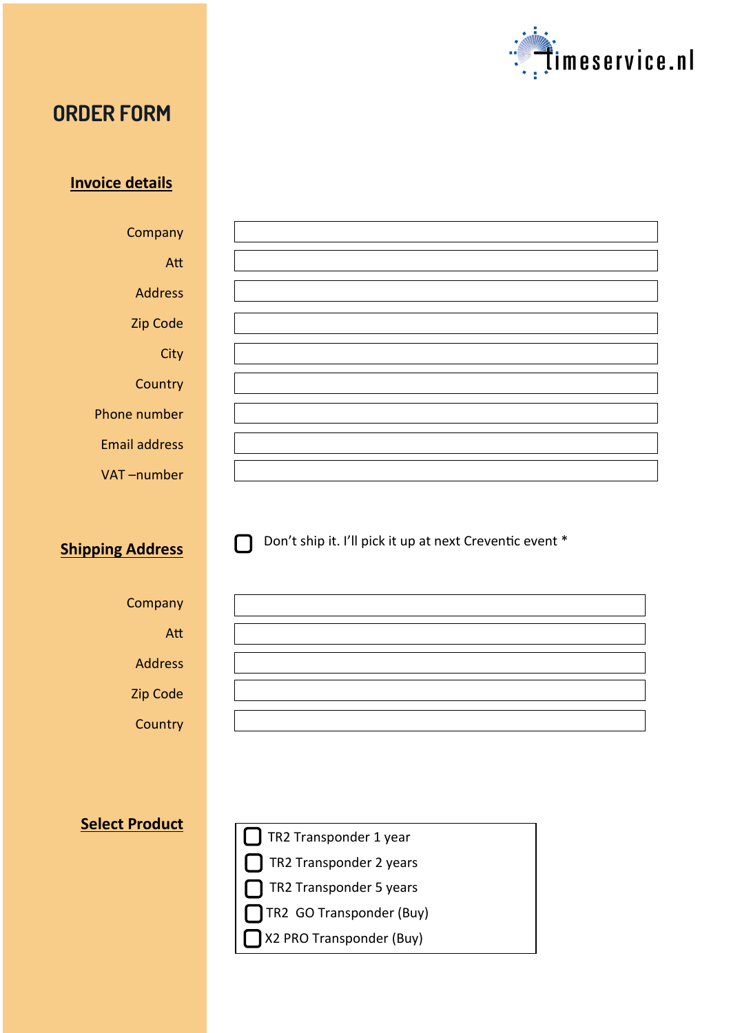timeservice.nl

# ORDER FORM

## Invoice details

Company

Att

Address

Zip Code

City

Country

Phone number

Email address

VAT –number

## Shipping Address

☐ Don't ship it. I'll pick it up at next Creventic event *

Company

Att

Address

Zip Code

Country

## Select Product

- ☐ TR2 Transponder 1 year
- ☐ TR2 Transponder 2 years
- ☐ TR2 Transponder 5 years
- ☐ TR2 GO Transponder (Buy)
- ☐ X2 PRO Transponder (Buy)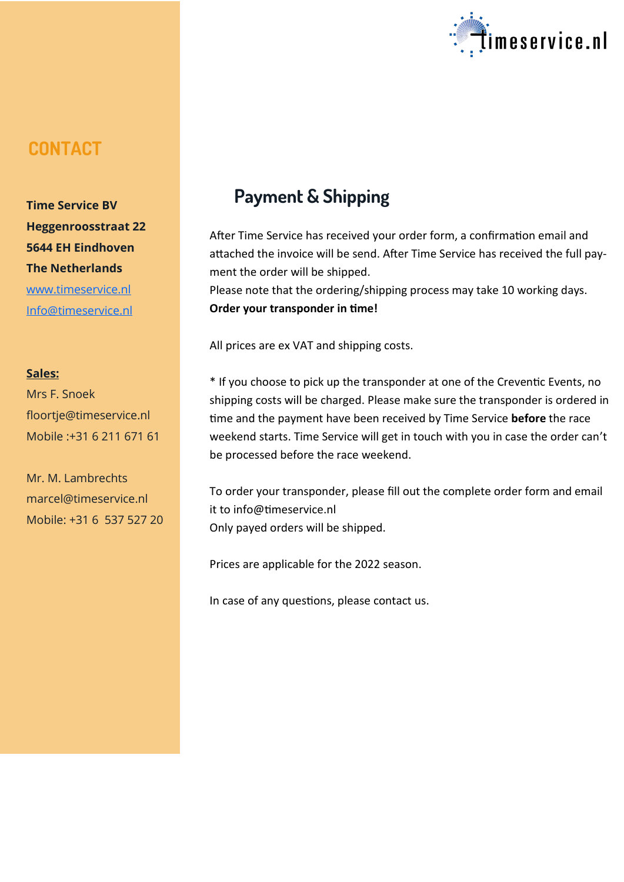timeservice.nl

## CONTACT

**Time Service BV**
**Heggenroosstraat 22**
**5644 EH Eindhoven**
**The Netherlands**
[www.timeservice.nl](http://www.timeservice.nl)
[Info@timeservice.nl](mailto:Info@timeservice.nl)

**Sales:**
Mrs F. Snoek
floortje@timeservice.nl
Mobile :+31 6 211 671 61

Mr. M. Lambrechts
marcel@timeservice.nl
Mobile: +31 6 537 527 20

# Payment & Shipping

After Time Service has received your order form, a confirmation email and attached the invoice will be send. After Time Service has received the full payment the order will be shipped.
Please note that the ordering/shipping process may take 10 working days.
**Order your transponder in time!**

All prices are ex VAT and shipping costs.

* If you choose to pick up the transponder at one of the Creventic Events, no shipping costs will be charged. Please make sure the transponder is ordered in time and the payment have been received by Time Service **before** the race weekend starts. Time Service will get in touch with you in case the order can't be processed before the race weekend.

To order your transponder, please fill out the complete order form and email it to info@timeservice.nl
Only payed orders will be shipped.

Prices are applicable for the 2022 season.

In case of any questions, please contact us.